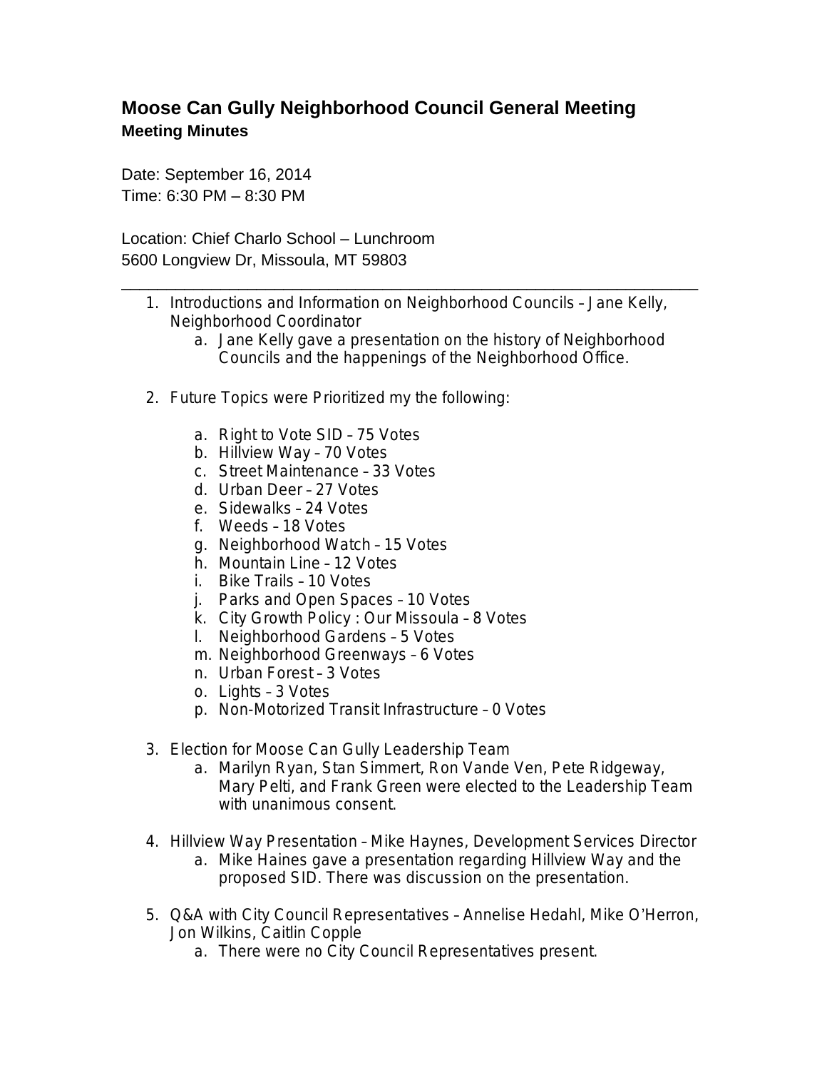# Moose Can Gully Neighborhood Council General Meeting

**Meeting Minutes**

Date: September 16, 2014
Time: 6:30 PM – 8:30 PM

Location: Chief Charlo School – Lunchroom
5600 Longview Dr, Missoula, MT 59803

---

1. Introductions and Information on Neighborhood Councils – Jane Kelly, Neighborhood Coordinator
   a. Jane Kelly gave a presentation on the history of Neighborhood Councils and the happenings of the Neighborhood Office.

2. Future Topics were Prioritized my the following:

   a. Right to Vote SID – 75 Votes
   b. Hillview Way – 70 Votes
   c. Street Maintenance – 33 Votes
   d. Urban Deer – 27 Votes
   e. Sidewalks – 24 Votes
   f. Weeds – 18 Votes
   g. Neighborhood Watch – 15 Votes
   h. Mountain Line – 12 Votes
   i. Bike Trails – 10 Votes
   j. Parks and Open Spaces – 10 Votes
   k. City Growth Policy : Our Missoula – 8 Votes
   l. Neighborhood Gardens – 5 Votes
   m. Neighborhood Greenways – 6 Votes
   n. Urban Forest – 3 Votes
   o. Lights – 3 Votes
   p. Non-Motorized Transit Infrastructure – 0 Votes

3. Election for Moose Can Gully Leadership Team
   a. Marilyn Ryan, Stan Simmert, Ron Vande Ven, Pete Ridgeway, Mary Pelti, and Frank Green were elected to the Leadership Team with unanimous consent.

4. Hillview Way Presentation – Mike Haynes, Development Services Director
   a. Mike Haines gave a presentation regarding Hillview Way and the proposed SID. There was discussion on the presentation.

5. Q&A with City Council Representatives – Annelise Hedahl, Mike O'Herron, Jon Wilkins, Caitlin Copple
   a. There were no City Council Representatives present.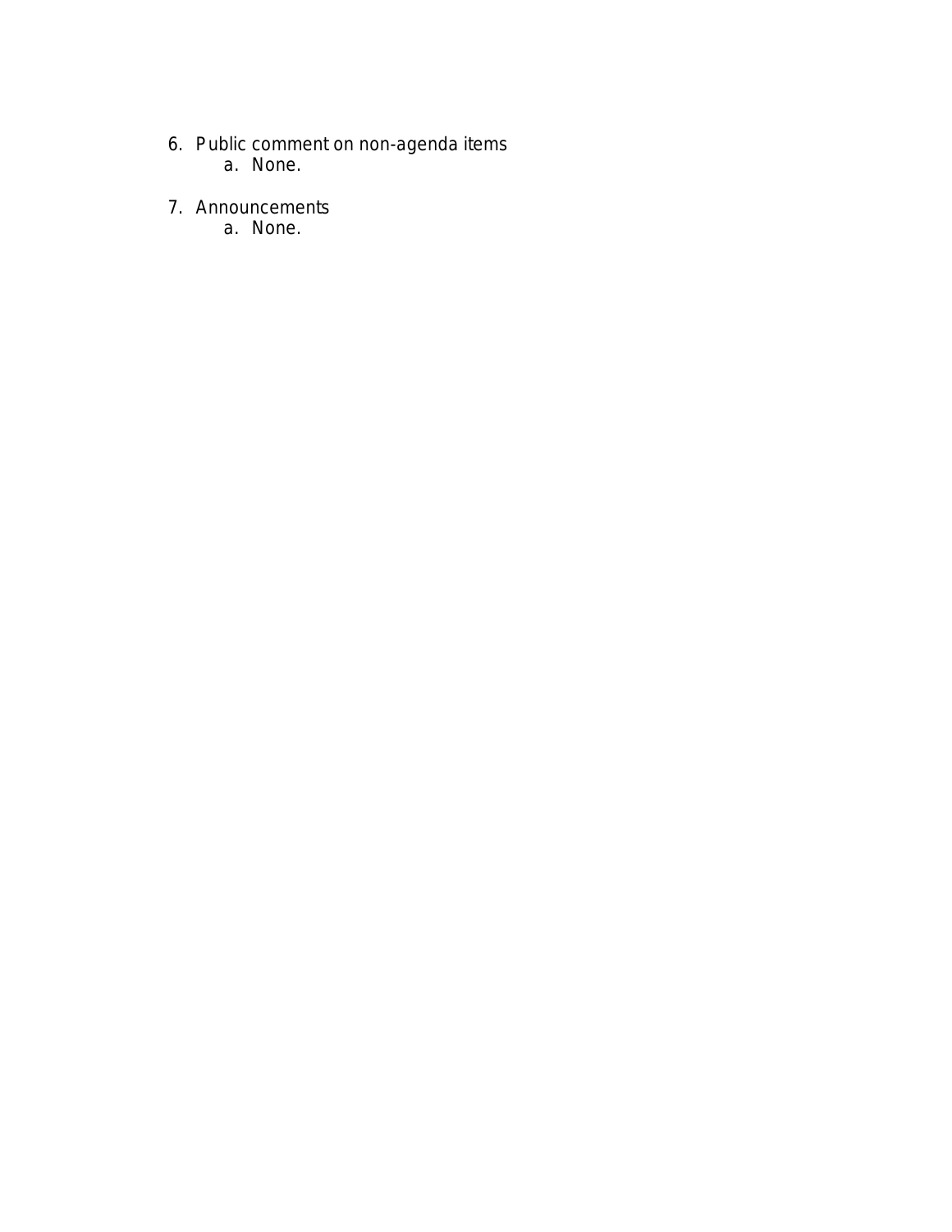6. Public comment on non-agenda items
   a. None.

7. Announcements
   a. None.